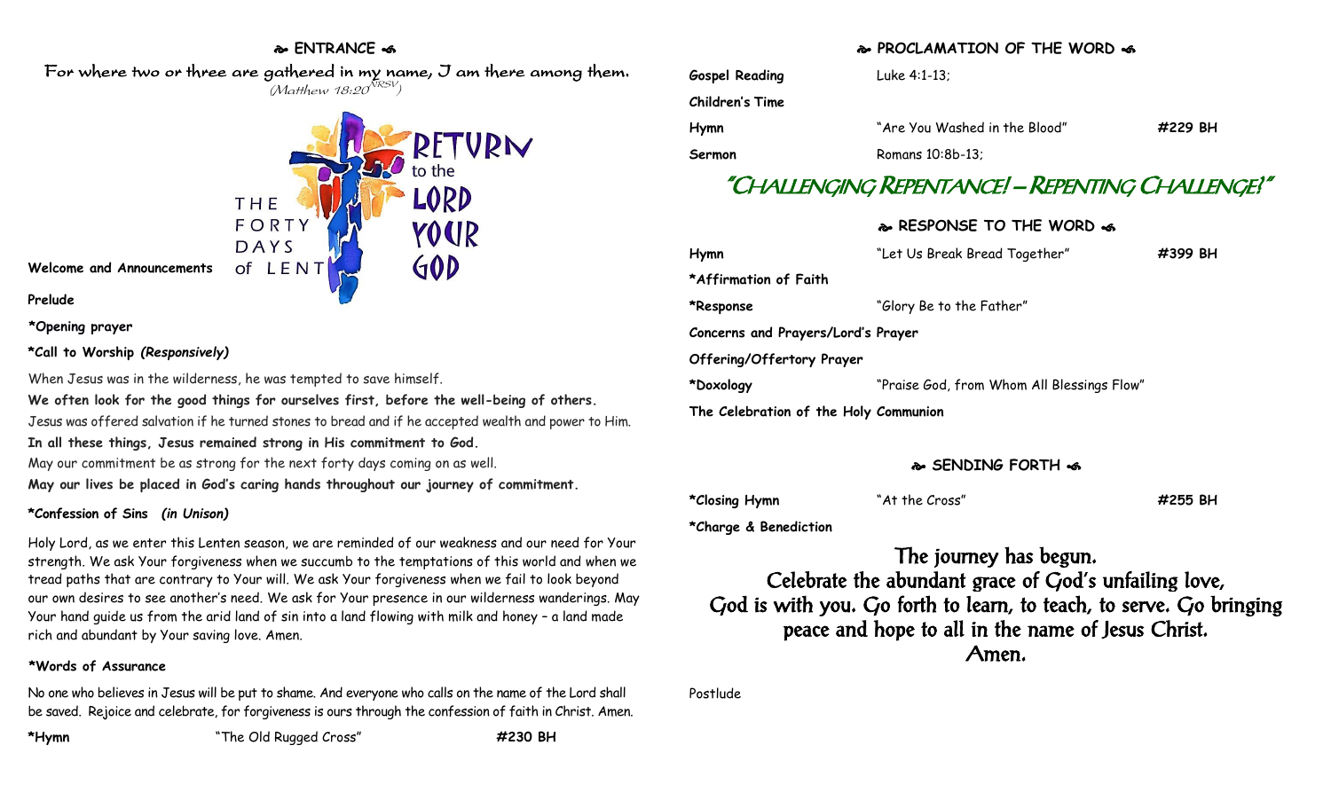## ❧ ENTRANCE ☙

For where two or three are gathered in my name, I am there among them.
*(Matthew 18:20 NRSV)*

THE FORTY DAYS of LENT — RETURN to the LORD YOUR GOD

**Welcome and Announcements**

**Prelude**

***Opening prayer**

***Call to Worship** ***(Responsively)***

When Jesus was in the wilderness, he was tempted to save himself.

**We often look for the good things for ourselves first, before the well-being of others.**

Jesus was offered salvation if he turned stones to bread and if he accepted wealth and power to Him.

**In all these things, Jesus remained strong in His commitment to God.**

May our commitment be as strong for the next forty days coming on as well.

**May our lives be placed in God's caring hands throughout our journey of commitment.**

***Confession of Sins** ***(in Unison)***

Holy Lord, as we enter this Lenten season, we are reminded of our weakness and our need for Your strength. We ask Your forgiveness when we succumb to the temptations of this world and when we tread paths that are contrary to Your will. We ask Your forgiveness when we fail to look beyond our own desires to see another's need. We ask for Your presence in our wilderness wanderings. May Your hand guide us from the arid land of sin into a land flowing with milk and honey – a land made rich and abundant by Your saving love. Amen.

***Words of Assurance**

No one who believes in Jesus will be put to shame. And everyone who calls on the name of the Lord shall be saved. Rejoice and celebrate, for forgiveness is ours through the confession of faith in Christ. Amen.

| | | |
|---|---|---|
| ***Hymn** | "The Old Rugged Cross" | **#230 BH** |

## ❧ PROCLAMATION OF THE WORD ☙

| | | |
|---|---|---|
| **Gospel Reading** | Luke 4:1-13; | |
| **Children's Time** | | |
| **Hymn** | "Are You Washed in the Blood" | **#229 BH** |
| **Sermon** | Romans 10:8b-13; | |

### "Challenging Repentance! – Repenting Challenge!"

## ❧ RESPONSE TO THE WORD ☙

| | | |
|---|---|---|
| **Hymn** | "Let Us Break Bread Together" | **#399 BH** |
| ***Affirmation of Faith** | | |
| ***Response** | "Glory Be to the Father" | |
| **Concerns and Prayers/Lord's Prayer** | | |
| **Offering/Offertory Prayer** | | |
| ***Doxology** | "Praise God, from Whom All Blessings Flow" | |
| **The Celebration of the Holy Communion** | | |

## ❧ SENDING FORTH ☙

| | | |
|---|---|---|
| ***Closing Hymn** | "At the Cross" | **#255 BH** |
| ***Charge & Benediction** | | |

The journey has begun.
Celebrate the abundant grace of God's unfailing love,
God is with you. Go forth to learn, to teach, to serve. Go bringing peace and hope to all in the name of Jesus Christ.
Amen.

Postlude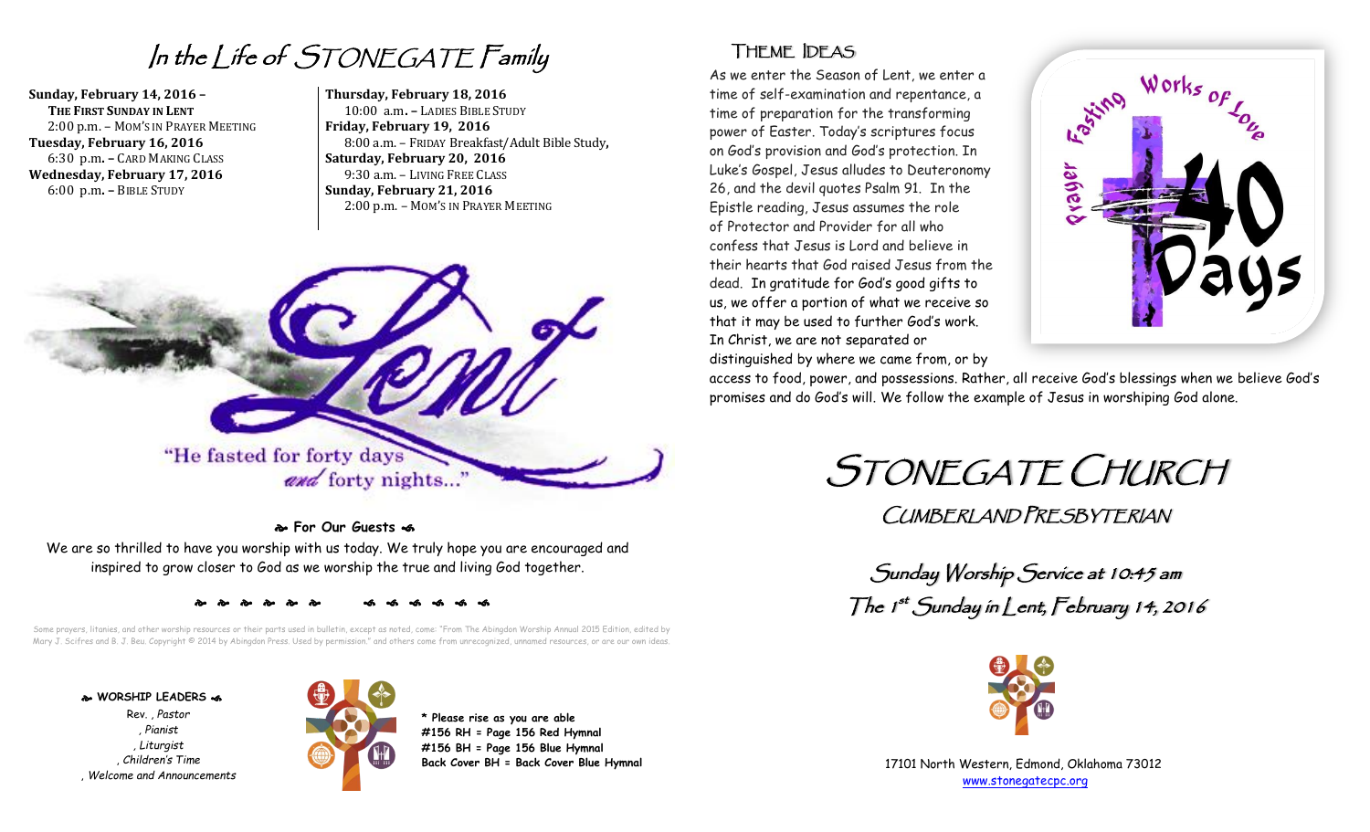# In the Life of STONEGATE Family

**Sunday, February 14, 2016 –**
**THE FIRST SUNDAY IN LENT**
2:00 p.m. – MOM'S IN PRAYER MEETING

**Tuesday, February 16, 2016**
6:30 p.m. – CARD MAKING CLASS

**Wednesday, February 17, 2016**
6:00 p.m. – BIBLE STUDY

**Thursday, February 18, 2016**
10:00 a.m. – LADIES BIBLE STUDY

**Friday, February 19, 2016**
8:00 a.m. – FRIDAY Breakfast/Adult Bible Study,

**Saturday, February 20, 2016**
9:30 a.m. – LIVING FREE CLASS

**Sunday, February 21, 2016**
2:00 p.m. – MOM'S IN PRAYER MEETING

Lent

"He fasted for forty days and forty nights..."

**For Our Guests**

We are so thrilled to have you worship with us today. We truly hope you are encouraged and inspired to grow closer to God as we worship the true and living God together.

Some prayers, litanies, and other worship resources or their parts used in bulletin, except as noted, come: "From The Abingdon Worship Annual 2015 Edition, edited by Mary J. Scifres and B. J. Beu. Copyright © 2014 by Abingdon Press. Used by permission." and others come from unrecognized, unnamed resources, or are our own ideas.

**WORSHIP LEADERS**

*Rev. , Pastor*
*, Pianist*
*, Liturgist*
*, Children's Time*
*, Welcome and Announcements*

**\* Please rise as you are able**
**#156 RH = Page 156 Red Hymnal**
**#156 BH = Page 156 Blue Hymnal**
**Back Cover BH = Back Cover Blue Hymnal**

## THEME IDEAS

As we enter the Season of Lent, we enter a time of self-examination and repentance, a time of preparation for the transforming power of Easter. Today's scriptures focus on God's provision and God's protection. In Luke's Gospel, Jesus alludes to Deuteronomy 26, and the devil quotes Psalm 91. In the Epistle reading, Jesus assumes the role of Protector and Provider for all who confess that Jesus is Lord and believe in their hearts that God raised Jesus from the dead. In gratitude for God's good gifts to us, we offer a portion of what we receive so that it may be used to further God's work. In Christ, we are not separated or distinguished by where we came from, or by access to food, power, and possessions. Rather, all receive God's blessings when we believe God's promises and do God's will. We follow the example of Jesus in worshiping God alone.

Prayer Fasting Works of Love 40 Days

# STONEGATE CHURCH

## CUMBERLAND PRESBYTERIAN

*Sunday Worship Service at 10:45 am*
*The 1st Sunday in Lent, February 14, 2016*

17101 North Western, Edmond, Oklahoma 73012
www.stonegatecpc.org